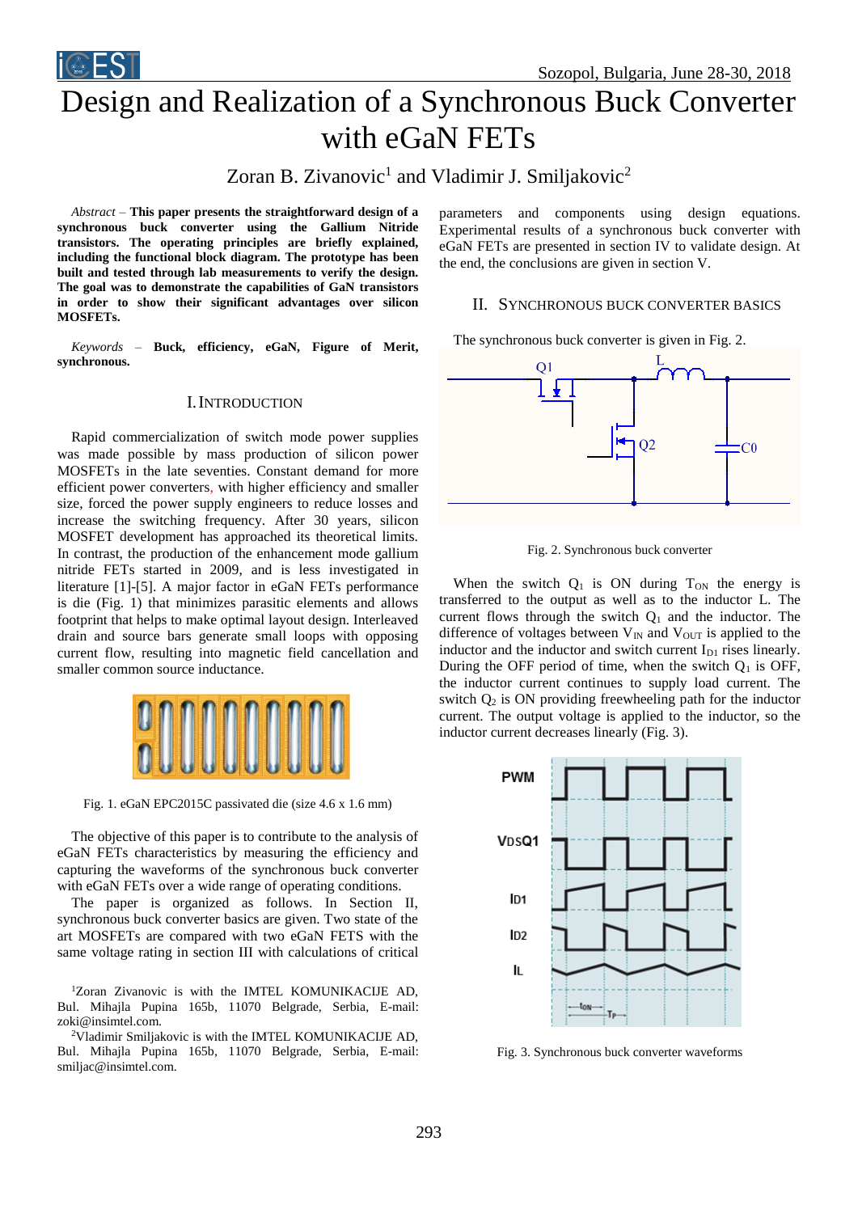# Design and Realization of a Synchronous Buck Converter with eGaN FETs

Zoran B. Zivanovic[1] and Vladimir J. Smiljakovic[2]

*Abstract* – **This paper presents the straightforward design of a synchronous buck converter using the Gallium Nitride transistors. The operating principles are briefly explained, including the functional block diagram. The prototype has been built and tested through lab measurements to verify the design. The goal was to demonstrate the capabilities of GaN transistors in order to show their significant advantages over silicon MOSFETs.**

*Keywords* – **Buck, efficiency, eGaN, Figure of Merit, synchronous.**

## I. Introduction

Rapid commercialization of switch mode power supplies was made possible by mass production of silicon power MOSFETs in the late seventies. Constant demand for more efficient power converters, with higher efficiency and smaller size, forced the power supply engineers to reduce losses and increase the switching frequency. After 30 years, silicon MOSFET development has approached its theoretical limits. In contrast, the production of the enhancement mode gallium nitride FETs started in 2009, and is less investigated in literature [1]-[5]. A major factor in eGaN FETs performance is die (Fig. 1) that minimizes parasitic elements and allows footprint that helps to make optimal layout design. Interleaved drain and source bars generate small loops with opposing current flow, resulting into magnetic field cancellation and smaller common source inductance.

Fig. 1. eGaN EPC2015C passivated die (size 4.6 x 1.6 mm)

The objective of this paper is to contribute to the analysis of eGaN FETs characteristics by measuring the efficiency and capturing the waveforms of the synchronous buck converter with eGaN FETs over a wide range of operating conditions.

The paper is organized as follows. In Section II, synchronous buck converter basics are given. Two state of the art MOSFETs are compared with two eGaN FETS with the same voltage rating in section III with calculations of critical parameters and components using design equations. Experimental results of a synchronous buck converter with eGaN FETs are presented in section IV to validate design. At the end, the conclusions are given in section V.

[1]Zoran Zivanovic is with the IMTEL KOMUNIKACIJE AD, Bul. Mihajla Pupina 165b, 11070 Belgrade, Serbia, E-mail: zoki@insimtel.com.

[2]Vladimir Smiljakovic is with the IMTEL KOMUNIKACIJE AD, Bul. Mihajla Pupina 165b, 11070 Belgrade, Serbia, E-mail: smiljac@insimtel.com.

## II. Synchronous Buck Converter Basics

The synchronous buck converter is given in Fig. 2.

Fig. 2. Synchronous buck converter

When the switch $Q_1$ is ON during $T_{ON}$ the energy is transferred to the output as well as to the inductor L. The current flows through the switch $Q_1$ and the inductor. The difference of voltages between $V_{IN}$ and $V_{OUT}$ is applied to the inductor and the inductor and switch current $I_{D1}$ rises linearly. During the OFF period of time, when the switch $Q_1$ is OFF, the inductor current continues to supply load current. The switch $Q_2$ is ON providing freewheeling path for the inductor current. The output voltage is applied to the inductor, so the inductor current decreases linearly (Fig. 3).

Fig. 3. Synchronous buck converter waveforms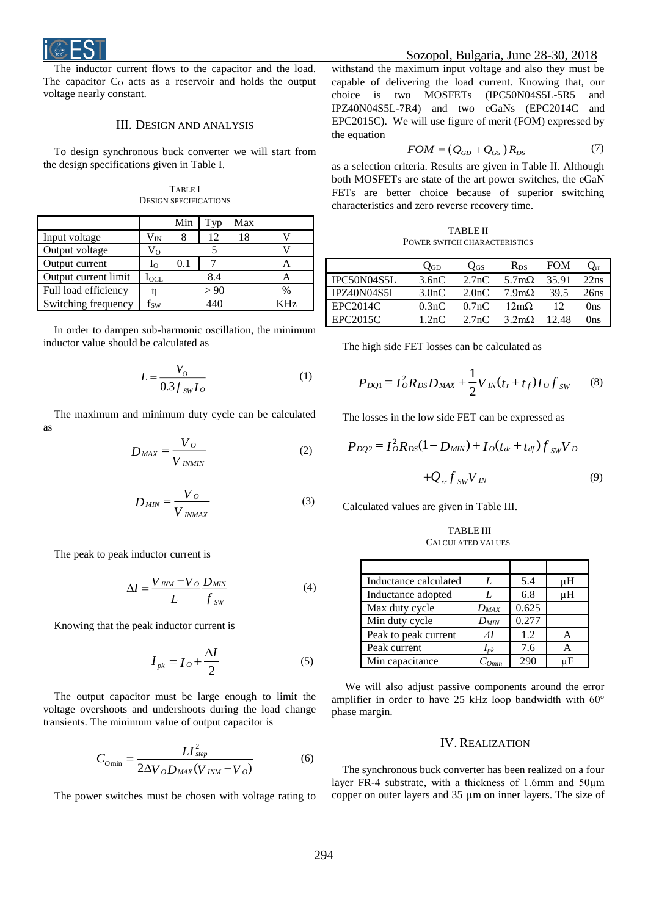The inductor current flows to the capacitor and the load. The capacitor $C_O$ acts as a reservoir and holds the output voltage nearly constant.

## III. Design and Analysis

To design synchronous buck converter we will start from the design specifications given in Table I.

TABLE I
DESIGN SPECIFICATIONS

| | | Min | Typ | Max | |
|---|---|---|---|---|---|
| Input voltage | $V_{IN}$ | 8 | 12 | 18 | V |
| Output voltage | $V_O$ | | 5 | | V |
| Output current | $I_O$ | 0.1 | 7 | | A |
| Output current limit | $I_{OCL}$ | | 8.4 | | A |
| Full load efficiency | η | | > 90 | | % |
| Switching frequency | $f_{SW}$ | | 440 | | KHz |

In order to dampen sub-harmonic oscillation, the minimum inductor value should be calculated as

$$L = \frac{V_O}{0.3 f_{SW} I_O} \tag{1}$$

The maximum and minimum duty cycle can be calculated as

$$D_{MAX} = \frac{V_O}{V_{INMIN}} \tag{2}$$

$$D_{MIN} = \frac{V_O}{V_{INMAX}} \tag{3}$$

The peak to peak inductor current is

$$\Delta I = \frac{V_{INM} - V_O}{L} \frac{D_{MIN}}{f_{SW}} \tag{4}$$

Knowing that the peak inductor current is

$$I_{pk} = I_O + \frac{\Delta I}{2} \tag{5}$$

The output capacitor must be large enough to limit the voltage overshoots and undershoots during the load change transients. The minimum value of output capacitor is

$$C_{O\min} = \frac{L I_{step}^2}{2 \Delta V_O D_{MAX} (V_{INM} - V_O)} \tag{6}$$

The power switches must be chosen with voltage rating to withstand the maximum input voltage and also they must be capable of delivering the load current. Knowing that, our choice is two MOSFETs (IPC50N04S5L-5R5 and IPZ40N04S5L-7R4) and two eGaNs (EPC2014C and EPC2015C). We will use figure of merit (FOM) expressed by the equation

$$FOM = (Q_{GD} + Q_{GS}) R_{DS} \tag{7}$$

as a selection criteria. Results are given in Table II. Although both MOSFETs are state of the art power switches, the eGaN FETs are better choice because of superior switching characteristics and zero reverse recovery time.

TABLE II
POWER SWITCH CHARACTERISTICS

| | $Q_{GD}$ | $Q_{GS}$ | $R_{DS}$ | FOM | $Q_{rr}$ |
|---|---|---|---|---|---|
| IPC50N04S5L | 3.6nC | 2.7nC | 5.7mΩ | 35.91 | 22ns |
| IPZ40N04S5L | 3.0nC | 2.0nC | 7.9mΩ | 39.5 | 26ns |
| EPC2014C | 0.3nC | 0.7nC | 12mΩ | 12 | 0ns |
| EPC2015C | 1.2nC | 2.7nC | 3.2mΩ | 12.48 | 0ns |

The high side FET losses can be calculated as

$$P_{DQ1} = I_O^2 R_{DS} D_{MAX} + \frac{1}{2} V_{IN} (t_r + t_f) I_O f_{SW} \tag{8}$$

The losses in the low side FET can be expressed as

$$P_{DQ2} = I_O^2 R_{DS} (1 - D_{MIN}) + I_O (t_{dr} + t_{df}) f_{SW} V_D + Q_{rr} f_{SW} V_{IN} \tag{9}$$

Calculated values are given in Table III.

TABLE III
CALCULATED VALUES

| | | | |
|---|---|---|---|
| Inductance calculated | $L$ | 5.4 | μH |
| Inductance adopted | $L$ | 6.8 | μH |
| Max duty cycle | $D_{MAX}$ | 0.625 | |
| Min duty cycle | $D_{MIN}$ | 0.277 | |
| Peak to peak current | $\Delta I$ | 1.2 | A |
| Peak current | $I_{pk}$ | 7.6 | A |
| Min capacitance | $C_{Omin}$ | 290 | μF |

We will also adjust passive components around the error amplifier in order to have 25 kHz loop bandwidth with 60° phase margin.

## IV. Realization

The synchronous buck converter has been realized on a four layer FR-4 substrate, with a thickness of 1.6mm and 50μm copper on outer layers and 35 μm on inner layers. The size of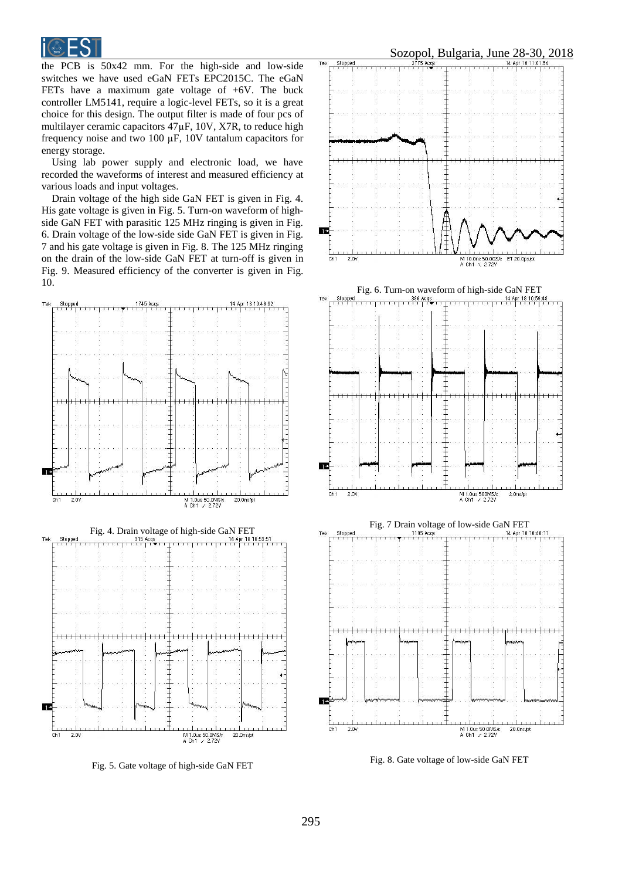the PCB is 50x42 mm. For the high-side and low-side switches we have used eGaN FETs EPC2015C. The eGaN FETs have a maximum gate voltage of +6V. The buck controller LM5141, require a logic-level FETs, so it is a great choice for this design. The output filter is made of four pcs of multilayer ceramic capacitors 47μF, 10V, X7R, to reduce high frequency noise and two 100 μF, 10V tantalum capacitors for energy storage.

Using lab power supply and electronic load, we have recorded the waveforms of interest and measured efficiency at various loads and input voltages.

Drain voltage of the high side GaN FET is given in Fig. 4. His gate voltage is given in Fig. 5. Turn-on waveform of high-side GaN FET with parasitic 125 MHz ringing is given in Fig. 6. Drain voltage of the low-side side GaN FET is given in Fig. 7 and his gate voltage is given in Fig. 8. The 125 MHz ringing on the drain of the low-side GaN FET at turn-off is given in Fig. 9. Measured efficiency of the converter is given in Fig. 10.

Fig. 4. Drain voltage of high-side GaN FET

Fig. 5. Gate voltage of high-side GaN FET

Fig. 6. Turn-on waveform of high-side GaN FET

Fig. 7 Drain voltage of low-side GaN FET

Fig. 8. Gate voltage of low-side GaN FET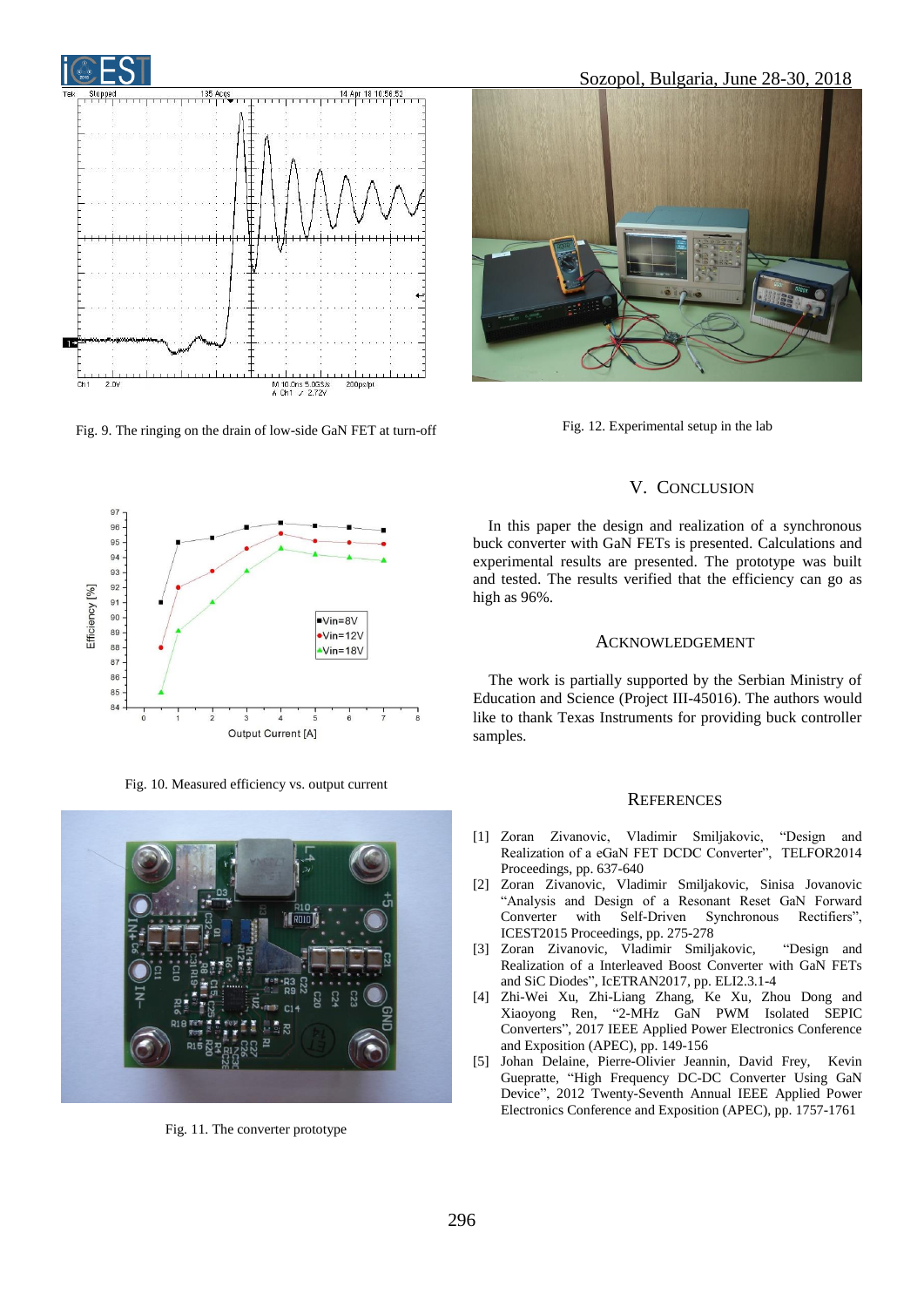Tek Stopped 135 Acqs 14 Apr 18 10:56:52

Ch1 2.0V M 10.0ns 5.0GS/s 200ps/pt
A Ch1 ⟋ 2.72V

Fig. 9. The ringing on the drain of low-side GaN FET at turn-off

Efficiency [%]

97
96
95
94
93
92
91
90
89
88
87
86
85
84

0 1 2 3 4 5 6 7 8

Output Current [A]

Vin=8V
Vin=12V
Vin=18V

Fig. 10. Measured efficiency vs. output current

Fig. 11. The converter prototype

Fig. 12. Experimental setup in the lab

## V. Conclusion

In this paper the design and realization of a synchronous buck converter with GaN FETs is presented. Calculations and experimental results are presented. The prototype was built and tested. The results verified that the efficiency can go as high as 96%.

## Acknowledgement

The work is partially supported by the Serbian Ministry of Education and Science (Project III-45016). The authors would like to thank Texas Instruments for providing buck controller samples.

## References

[1] Zoran Zivanovic, Vladimir Smiljakovic, "Design and Realization of a eGaN FET DCDC Converter", TELFOR2014 Proceedings, pp. 637-640

[2] Zoran Zivanovic, Vladimir Smiljakovic, Sinisa Jovanovic "Analysis and Design of a Resonant Reset GaN Forward Converter with Self-Driven Synchronous Rectifiers", ICEST2015 Proceedings, pp. 275-278

[3] Zoran Zivanovic, Vladimir Smiljakovic, "Design and Realization of a Interleaved Boost Converter with GaN FETs and SiC Diodes", IcETRAN2017, pp. ELI2.3.1-4

[4] Zhi-Wei Xu, Zhi-Liang Zhang, Ke Xu, Zhou Dong and Xiaoyong Ren, "2-MHz GaN PWM Isolated SEPIC Converters", 2017 IEEE Applied Power Electronics Conference and Exposition (APEC), pp. 149-156

[5] Johan Delaine, Pierre-Olivier Jeannin, David Frey, Kevin Guepratte, "High Frequency DC-DC Converter Using GaN Device", 2012 Twenty-Seventh Annual IEEE Applied Power Electronics Conference and Exposition (APEC), pp. 1757-1761